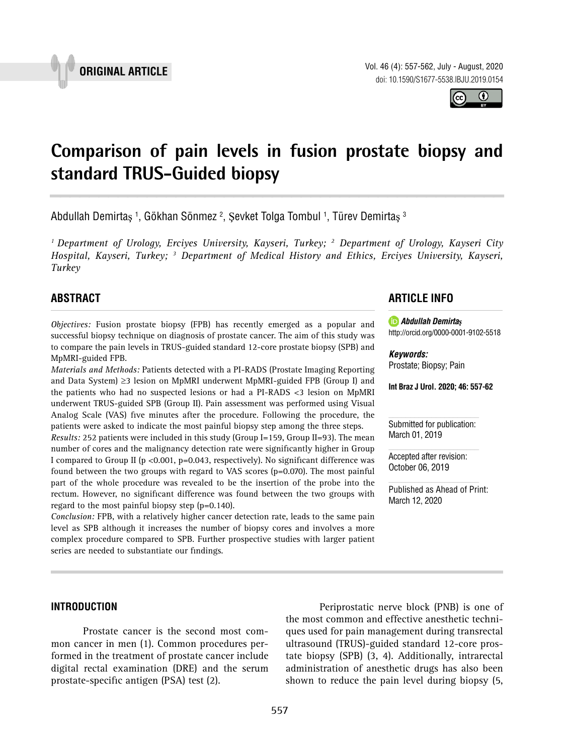ORIGINAL ARTICLE

# Comparison of pain levels in fusion prostate biopsy and standard TRUS-Guided biopsy

Abdullah Demirtaş [1], Gökhan Sönmez [2], Şevket Tolga Tombul [1], Türev Demirtaş [3]

*[1] Department of Urology, Erciyes University, Kayseri, Turkey; [2] Department of Urology, Kayseri City Hospital, Kayseri, Turkey; [3] Department of Medical History and Ethics, Erciyes University, Kayseri, Turkey*

## ABSTRACT

*Objectives:* Fusion prostate biopsy (FPB) has recently emerged as a popular and successful biopsy technique on diagnosis of prostate cancer. The aim of this study was to compare the pain levels in TRUS-guided standard 12-core prostate biopsy (SPB) and MpMRI-guided FPB.

*Materials and Methods:* Patients detected with a PI-RADS (Prostate Imaging Reporting and Data System) ≥3 lesion on MpMRI underwent MpMRI-guided FPB (Group I) and the patients who had no suspected lesions or had a PI-RADS <3 lesion on MpMRI underwent TRUS-guided SPB (Group II). Pain assessment was performed using Visual Analog Scale (VAS) five minutes after the procedure. Following the procedure, the patients were asked to indicate the most painful biopsy step among the three steps.

*Results:* 252 patients were included in this study (Group I=159, Group II=93). The mean number of cores and the malignancy detection rate were significantly higher in Group I compared to Group II (p <0.001, p=0.043, respectively). No significant difference was found between the two groups with regard to VAS scores (p=0.070). The most painful part of the whole procedure was revealed to be the insertion of the probe into the rectum. However, no significant difference was found between the two groups with regard to the most painful biopsy step (p=0.140).

*Conclusion:* FPB, with a relatively higher cancer detection rate, leads to the same pain level as SPB although it increases the number of biopsy cores and involves a more complex procedure compared to SPB. Further prospective studies with larger patient series are needed to substantiate our findings.

## ARTICLE INFO

***Abdullah Demirtaş***
http://orcid.org/0000-0001-9102-5518

***Keywords:***
Prostate; Biopsy; Pain

**Int Braz J Urol. 2020; 46: 557-62**

Submitted for publication:
March 01, 2019

Accepted after revision:
October 06, 2019

Published as Ahead of Print:
March 12, 2020

## INTRODUCTION

Prostate cancer is the second most common cancer in men (1). Common procedures performed in the treatment of prostate cancer include digital rectal examination (DRE) and the serum prostate-specific antigen (PSA) test (2).

Periprostatic nerve block (PNB) is one of the most common and effective anesthetic techniques used for pain management during transrectal ultrasound (TRUS)-guided standard 12-core prostate biopsy (SPB) (3, 4). Additionally, intrarectal administration of anesthetic drugs has also been shown to reduce the pain level during biopsy (5,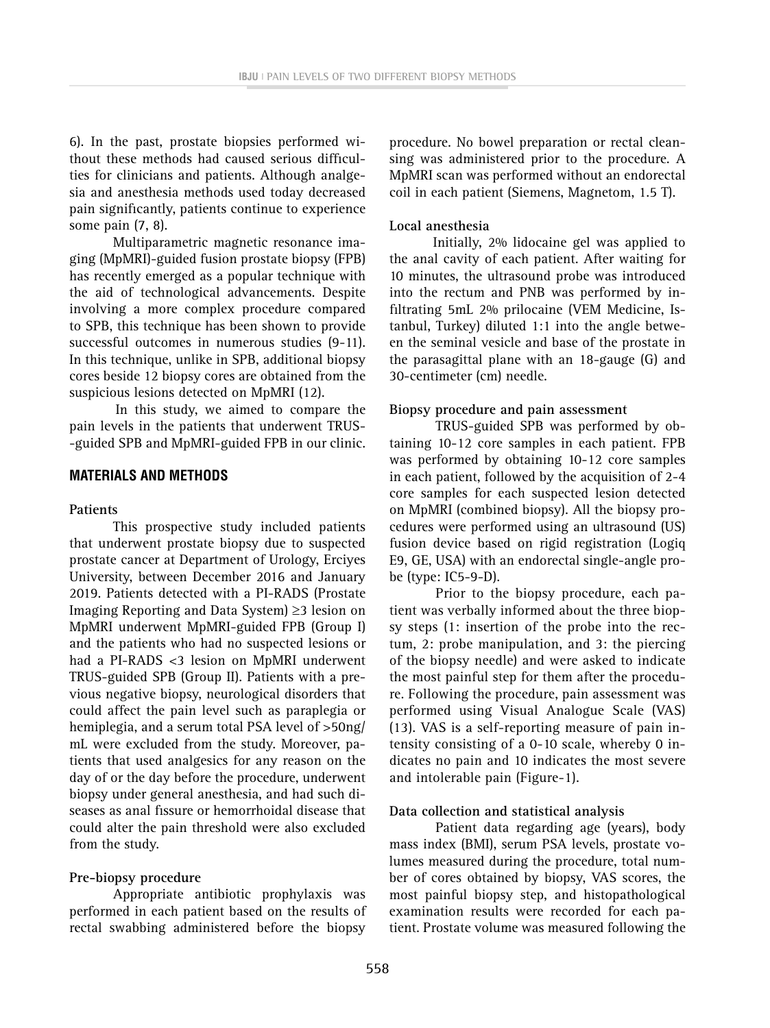6). In the past, prostate biopsies performed without these methods had caused serious difficulties for clinicians and patients. Although analgesia and anesthesia methods used today decreased pain significantly, patients continue to experience some pain (7, 8).

Multiparametric magnetic resonance imaging (MpMRI)-guided fusion prostate biopsy (FPB) has recently emerged as a popular technique with the aid of technological advancements. Despite involving a more complex procedure compared to SPB, this technique has been shown to provide successful outcomes in numerous studies (9-11). In this technique, unlike in SPB, additional biopsy cores beside 12 biopsy cores are obtained from the suspicious lesions detected on MpMRI (12).

In this study, we aimed to compare the pain levels in the patients that underwent TRUS-guided SPB and MpMRI-guided FPB in our clinic.

## MATERIALS AND METHODS

### Patients

This prospective study included patients that underwent prostate biopsy due to suspected prostate cancer at Department of Urology, Erciyes University, between December 2016 and January 2019. Patients detected with a PI-RADS (Prostate Imaging Reporting and Data System) ≥3 lesion on MpMRI underwent MpMRI-guided FPB (Group I) and the patients who had no suspected lesions or had a PI-RADS <3 lesion on MpMRI underwent TRUS-guided SPB (Group II). Patients with a previous negative biopsy, neurological disorders that could affect the pain level such as paraplegia or hemiplegia, and a serum total PSA level of >50ng/mL were excluded from the study. Moreover, patients that used analgesics for any reason on the day of or the day before the procedure, underwent biopsy under general anesthesia, and had such diseases as anal fissure or hemorrhoidal disease that could alter the pain threshold were also excluded from the study.

### Pre-biopsy procedure

Appropriate antibiotic prophylaxis was performed in each patient based on the results of rectal swabbing administered before the biopsy procedure. No bowel preparation or rectal cleansing was administered prior to the procedure. A MpMRI scan was performed without an endorectal coil in each patient (Siemens, Magnetom, 1.5 T).

### Local anesthesia

Initially, 2% lidocaine gel was applied to the anal cavity of each patient. After waiting for 10 minutes, the ultrasound probe was introduced into the rectum and PNB was performed by infiltrating 5mL 2% prilocaine (VEM Medicine, Istanbul, Turkey) diluted 1:1 into the angle between the seminal vesicle and base of the prostate in the parasagittal plane with an 18-gauge (G) and 30-centimeter (cm) needle.

### Biopsy procedure and pain assessment

TRUS-guided SPB was performed by obtaining 10-12 core samples in each patient. FPB was performed by obtaining 10-12 core samples in each patient, followed by the acquisition of 2-4 core samples for each suspected lesion detected on MpMRI (combined biopsy). All the biopsy procedures were performed using an ultrasound (US) fusion device based on rigid registration (Logiq E9, GE, USA) with an endorectal single-angle probe (type: IC5-9-D).

Prior to the biopsy procedure, each patient was verbally informed about the three biopsy steps (1: insertion of the probe into the rectum, 2: probe manipulation, and 3: the piercing of the biopsy needle) and were asked to indicate the most painful step for them after the procedure. Following the procedure, pain assessment was performed using Visual Analogue Scale (VAS) (13). VAS is a self-reporting measure of pain intensity consisting of a 0-10 scale, whereby 0 indicates no pain and 10 indicates the most severe and intolerable pain (Figure-1).

### Data collection and statistical analysis

Patient data regarding age (years), body mass index (BMI), serum PSA levels, prostate volumes measured during the procedure, total number of cores obtained by biopsy, VAS scores, the most painful biopsy step, and histopathological examination results were recorded for each patient. Prostate volume was measured following the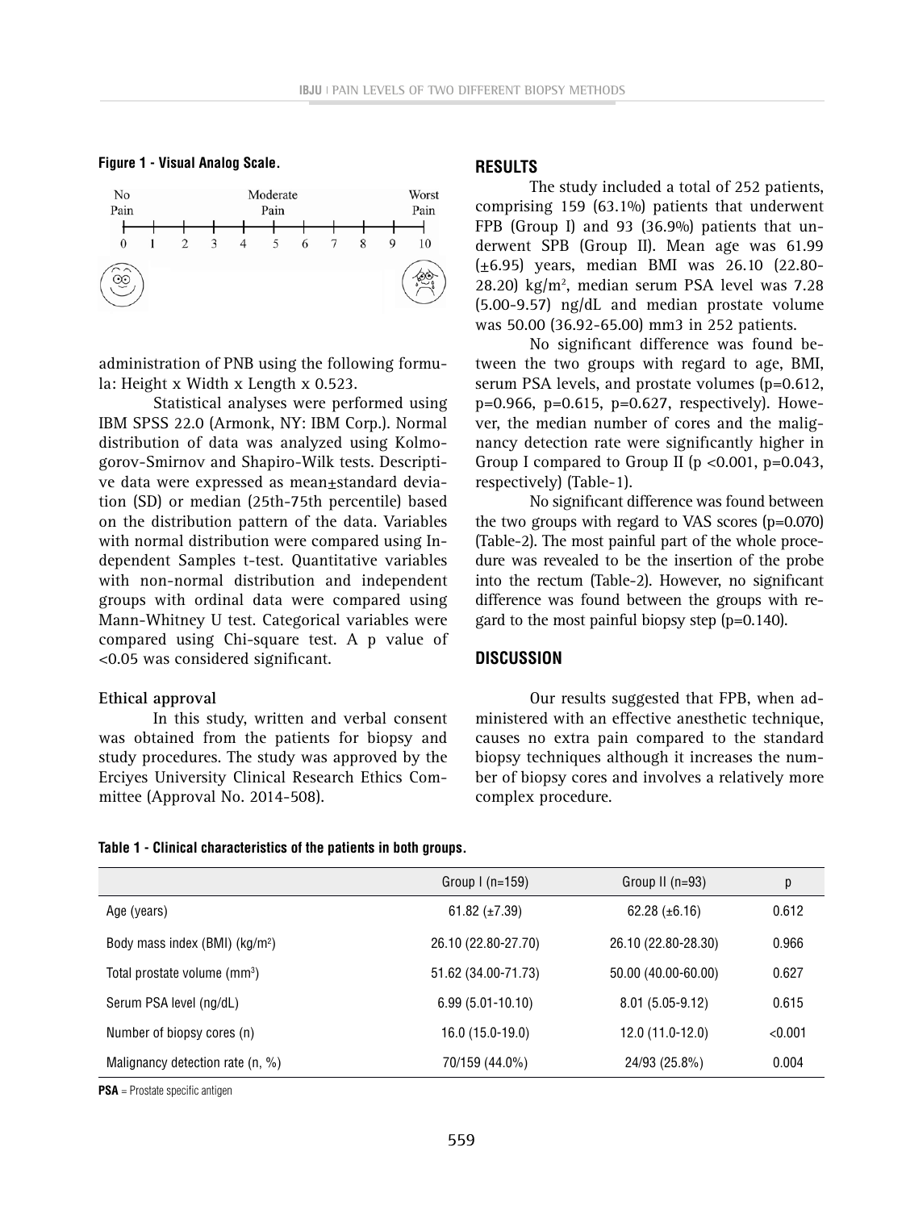**Figure 1 - Visual Analog Scale.**

administration of PNB using the following formula: Height x Width x Length x 0.523.

Statistical analyses were performed using IBM SPSS 22.0 (Armonk, NY: IBM Corp.). Normal distribution of data was analyzed using Kolmogorov-Smirnov and Shapiro-Wilk tests. Descriptive data were expressed as mean±standard deviation (SD) or median (25th-75th percentile) based on the distribution pattern of the data. Variables with normal distribution were compared using Independent Samples t-test. Quantitative variables with non-normal distribution and independent groups with ordinal data were compared using Mann-Whitney U test. Categorical variables were compared using Chi-square test. A p value of <0.05 was considered significant.

**Ethical approval**

In this study, written and verbal consent was obtained from the patients for biopsy and study procedures. The study was approved by the Erciyes University Clinical Research Ethics Committee (Approval No. 2014-508).

## RESULTS

The study included a total of 252 patients, comprising 159 (63.1%) patients that underwent FPB (Group I) and 93 (36.9%) patients that underwent SPB (Group II). Mean age was 61.99 (±6.95) years, median BMI was 26.10 (22.80-28.20) kg/m$^2$, median serum PSA level was 7.28 (5.00-9.57) ng/dL and median prostate volume was 50.00 (36.92-65.00) mm3 in 252 patients.

No significant difference was found between the two groups with regard to age, BMI, serum PSA levels, and prostate volumes (p=0.612, p=0.966, p=0.615, p=0.627, respectively). However, the median number of cores and the malignancy detection rate were significantly higher in Group I compared to Group II (p <0.001, p=0.043, respectively) (Table-1).

No significant difference was found between the two groups with regard to VAS scores (p=0.070) (Table-2). The most painful part of the whole procedure was revealed to be the insertion of the probe into the rectum (Table-2). However, no significant difference was found between the groups with regard to the most painful biopsy step (p=0.140).

## DISCUSSION

Our results suggested that FPB, when administered with an effective anesthetic technique, causes no extra pain compared to the standard biopsy techniques although it increases the number of biopsy cores and involves a relatively more complex procedure.

**Table 1 - Clinical characteristics of the patients in both groups.**

| | Group I (n=159) | Group II (n=93) | p |
|---|---|---|---|
| Age (years) | 61.82 (±7.39) | 62.28 (±6.16) | 0.612 |
| Body mass index (BMI) (kg/m$^2$) | 26.10 (22.80-27.70) | 26.10 (22.80-28.30) | 0.966 |
| Total prostate volume (mm$^3$) | 51.62 (34.00-71.73) | 50.00 (40.00-60.00) | 0.627 |
| Serum PSA level (ng/dL) | 6.99 (5.01-10.10) | 8.01 (5.05-9.12) | 0.615 |
| Number of biopsy cores (n) | 16.0 (15.0-19.0) | 12.0 (11.0-12.0) | <0.001 |
| Malignancy detection rate (n, %) | 70/159 (44.0%) | 24/93 (25.8%) | 0.004 |

**PSA** = Prostate specific antigen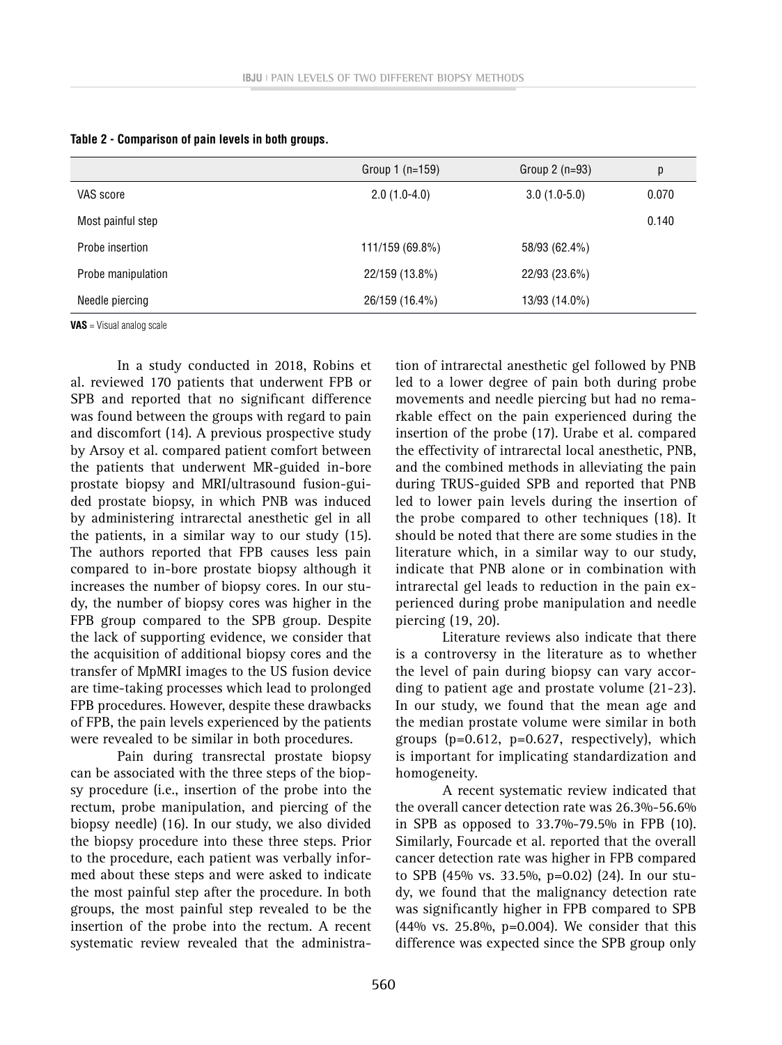**Table 2 - Comparison of pain levels in both groups.**

| | Group 1 (n=159) | Group 2 (n=93) | p |
|---|---|---|---|
| VAS score | 2.0 (1.0-4.0) | 3.0 (1.0-5.0) | 0.070 |
| Most painful step | | | 0.140 |
| Probe insertion | 111/159 (69.8%) | 58/93 (62.4%) | |
| Probe manipulation | 22/159 (13.8%) | 22/93 (23.6%) | |
| Needle piercing | 26/159 (16.4%) | 13/93 (14.0%) | |

**VAS** = Visual analog scale

In a study conducted in 2018, Robins et al. reviewed 170 patients that underwent FPB or SPB and reported that no significant difference was found between the groups with regard to pain and discomfort (14). A previous prospective study by Arsoy et al. compared patient comfort between the patients that underwent MR-guided in-bore prostate biopsy and MRI/ultrasound fusion-guided prostate biopsy, in which PNB was induced by administering intrarectal anesthetic gel in all the patients, in a similar way to our study (15). The authors reported that FPB causes less pain compared to in-bore prostate biopsy although it increases the number of biopsy cores. In our study, the number of biopsy cores was higher in the FPB group compared to the SPB group. Despite the lack of supporting evidence, we consider that the acquisition of additional biopsy cores and the transfer of MpMRI images to the US fusion device are time-taking processes which lead to prolonged FPB procedures. However, despite these drawbacks of FPB, the pain levels experienced by the patients were revealed to be similar in both procedures.

Pain during transrectal prostate biopsy can be associated with the three steps of the biopsy procedure (i.e., insertion of the probe into the rectum, probe manipulation, and piercing of the biopsy needle) (16). In our study, we also divided the biopsy procedure into these three steps. Prior to the procedure, each patient was verbally informed about these steps and were asked to indicate the most painful step after the procedure. In both groups, the most painful step revealed to be the insertion of the probe into the rectum. A recent systematic review revealed that the administration of intrarectal anesthetic gel followed by PNB led to a lower degree of pain both during probe movements and needle piercing but had no remarkable effect on the pain experienced during the insertion of the probe (17). Urabe et al. compared the effectivity of intrarectal local anesthetic, PNB, and the combined methods in alleviating the pain during TRUS-guided SPB and reported that PNB led to lower pain levels during the insertion of the probe compared to other techniques (18). It should be noted that there are some studies in the literature which, in a similar way to our study, indicate that PNB alone or in combination with intrarectal gel leads to reduction in the pain experienced during probe manipulation and needle piercing (19, 20).

Literature reviews also indicate that there is a controversy in the literature as to whether the level of pain during biopsy can vary according to patient age and prostate volume (21-23). In our study, we found that the mean age and the median prostate volume were similar in both groups (p=0.612, p=0.627, respectively), which is important for implicating standardization and homogeneity.

A recent systematic review indicated that the overall cancer detection rate was 26.3%-56.6% in SPB as opposed to 33.7%-79.5% in FPB (10). Similarly, Fourcade et al. reported that the overall cancer detection rate was higher in FPB compared to SPB (45% vs. 33.5%, p=0.02) (24). In our study, we found that the malignancy detection rate was significantly higher in FPB compared to SPB (44% vs. 25.8%, p=0.004). We consider that this difference was expected since the SPB group only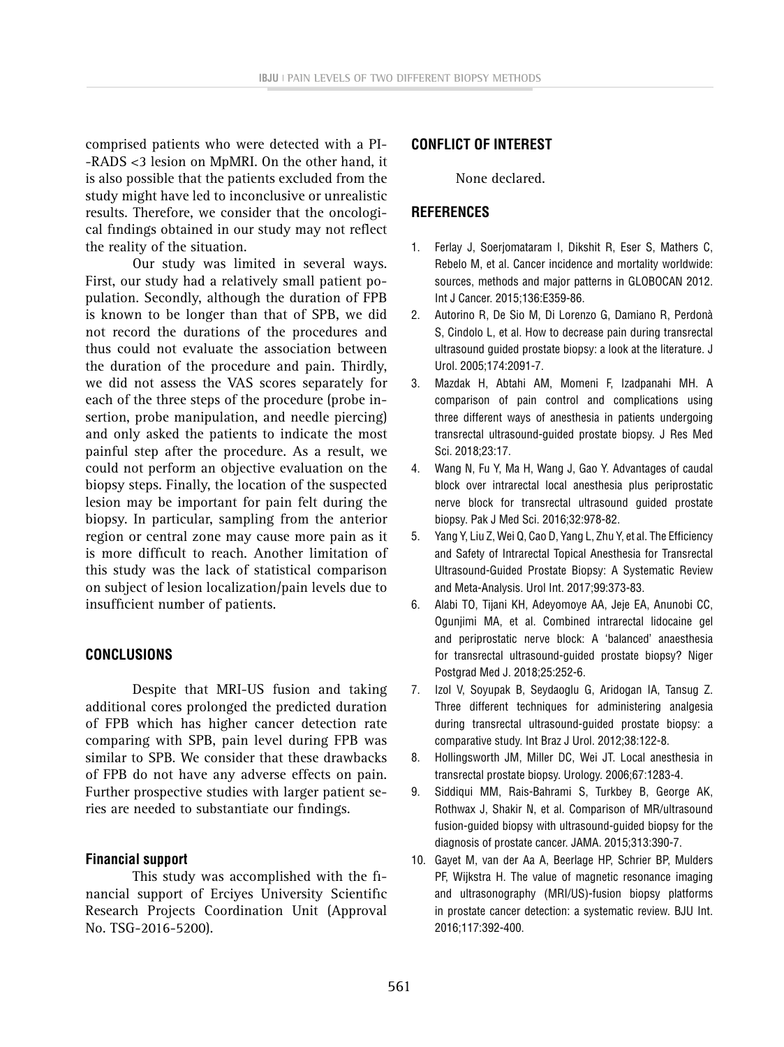comprised patients who were detected with a PI-RADS <3 lesion on MpMRI. On the other hand, it is also possible that the patients excluded from the study might have led to inconclusive or unrealistic results. Therefore, we consider that the oncological findings obtained in our study may not reflect the reality of the situation.

Our study was limited in several ways. First, our study had a relatively small patient population. Secondly, although the duration of FPB is known to be longer than that of SPB, we did not record the durations of the procedures and thus could not evaluate the association between the duration of the procedure and pain. Thirdly, we did not assess the VAS scores separately for each of the three steps of the procedure (probe insertion, probe manipulation, and needle piercing) and only asked the patients to indicate the most painful step after the procedure. As a result, we could not perform an objective evaluation on the biopsy steps. Finally, the location of the suspected lesion may be important for pain felt during the biopsy. In particular, sampling from the anterior region or central zone may cause more pain as it is more difficult to reach. Another limitation of this study was the lack of statistical comparison on subject of lesion localization/pain levels due to insufficient number of patients.

## CONCLUSIONS

Despite that MRI-US fusion and taking additional cores prolonged the predicted duration of FPB which has higher cancer detection rate comparing with SPB, pain level during FPB was similar to SPB. We consider that these drawbacks of FPB do not have any adverse effects on pain. Further prospective studies with larger patient series are needed to substantiate our findings.

### Financial support

This study was accomplished with the financial support of Erciyes University Scientific Research Projects Coordination Unit (Approval No. TSG-2016-5200).

## CONFLICT OF INTEREST

None declared.

## REFERENCES

1. Ferlay J, Soerjomataram I, Dikshit R, Eser S, Mathers C, Rebelo M, et al. Cancer incidence and mortality worldwide: sources, methods and major patterns in GLOBOCAN 2012. Int J Cancer. 2015;136:E359-86.
2. Autorino R, De Sio M, Di Lorenzo G, Damiano R, Perdonà S, Cindolo L, et al. How to decrease pain during transrectal ultrasound guided prostate biopsy: a look at the literature. J Urol. 2005;174:2091-7.
3. Mazdak H, Abtahi AM, Momeni F, Izadpanahi MH. A comparison of pain control and complications using three different ways of anesthesia in patients undergoing transrectal ultrasound-guided prostate biopsy. J Res Med Sci. 2018;23:17.
4. Wang N, Fu Y, Ma H, Wang J, Gao Y. Advantages of caudal block over intrarectal local anesthesia plus periprostatic nerve block for transrectal ultrasound guided prostate biopsy. Pak J Med Sci. 2016;32:978-82.
5. Yang Y, Liu Z, Wei Q, Cao D, Yang L, Zhu Y, et al. The Efficiency and Safety of Intrarectal Topical Anesthesia for Transrectal Ultrasound-Guided Prostate Biopsy: A Systematic Review and Meta-Analysis. Urol Int. 2017;99:373-83.
6. Alabi TO, Tijani KH, Adeyomoye AA, Jeje EA, Anunobi CC, Ogunjimi MA, et al. Combined intrarectal lidocaine gel and periprostatic nerve block: A 'balanced' anaesthesia for transrectal ultrasound-guided prostate biopsy? Niger Postgrad Med J. 2018;25:252-6.
7. Izol V, Soyupak B, Seydaoglu G, Aridogan IA, Tansug Z. Three different techniques for administering analgesia during transrectal ultrasound-guided prostate biopsy: a comparative study. Int Braz J Urol. 2012;38:122-8.
8. Hollingsworth JM, Miller DC, Wei JT. Local anesthesia in transrectal prostate biopsy. Urology. 2006;67:1283-4.
9. Siddiqui MM, Rais-Bahrami S, Turkbey B, George AK, Rothwax J, Shakir N, et al. Comparison of MR/ultrasound fusion-guided biopsy with ultrasound-guided biopsy for the diagnosis of prostate cancer. JAMA. 2015;313:390-7.
10. Gayet M, van der Aa A, Beerlage HP, Schrier BP, Mulders PF, Wijkstra H. The value of magnetic resonance imaging and ultrasonography (MRI/US)-fusion biopsy platforms in prostate cancer detection: a systematic review. BJU Int. 2016;117:392-400.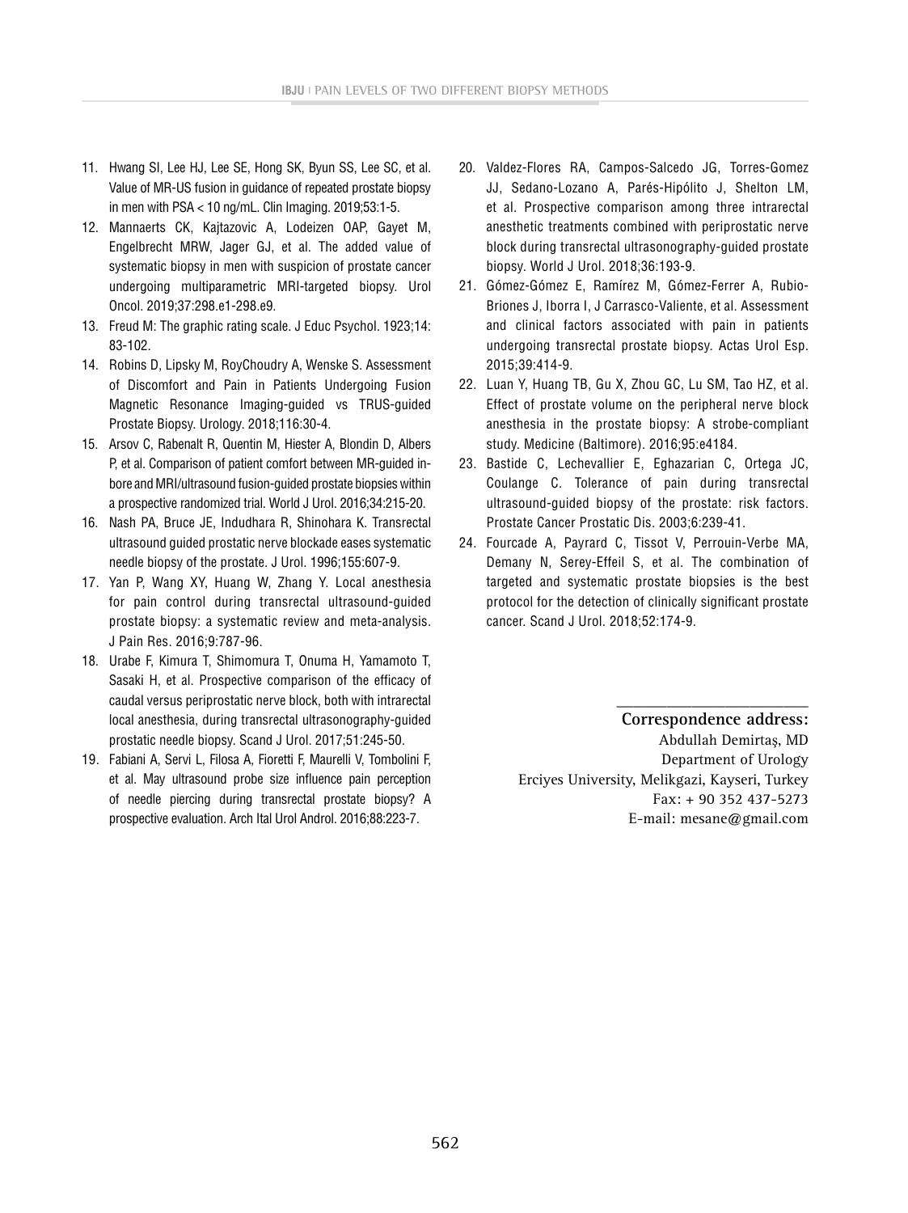11. Hwang SI, Lee HJ, Lee SE, Hong SK, Byun SS, Lee SC, et al. Value of MR-US fusion in guidance of repeated prostate biopsy in men with PSA < 10 ng/mL. Clin Imaging. 2019;53:1-5.
12. Mannaerts CK, Kajtazovic A, Lodeizen OAP, Gayet M, Engelbrecht MRW, Jager GJ, et al. The added value of systematic biopsy in men with suspicion of prostate cancer undergoing multiparametric MRI-targeted biopsy. Urol Oncol. 2019;37:298.e1-298.e9.
13. Freud M: The graphic rating scale. J Educ Psychol. 1923;14: 83-102.
14. Robins D, Lipsky M, RoyChoudry A, Wenske S. Assessment of Discomfort and Pain in Patients Undergoing Fusion Magnetic Resonance Imaging-guided vs TRUS-guided Prostate Biopsy. Urology. 2018;116:30-4.
15. Arsov C, Rabenalt R, Quentin M, Hiester A, Blondin D, Albers P, et al. Comparison of patient comfort between MR-guided in-bore and MRI/ultrasound fusion-guided prostate biopsies within a prospective randomized trial. World J Urol. 2016;34:215-20.
16. Nash PA, Bruce JE, Indudhara R, Shinohara K. Transrectal ultrasound guided prostatic nerve blockade eases systematic needle biopsy of the prostate. J Urol. 1996;155:607-9.
17. Yan P, Wang XY, Huang W, Zhang Y. Local anesthesia for pain control during transrectal ultrasound-guided prostate biopsy: a systematic review and meta-analysis. J Pain Res. 2016;9:787-96.
18. Urabe F, Kimura T, Shimomura T, Onuma H, Yamamoto T, Sasaki H, et al. Prospective comparison of the efficacy of caudal versus periprostatic nerve block, both with intrarectal local anesthesia, during transrectal ultrasonography-guided prostatic needle biopsy. Scand J Urol. 2017;51:245-50.
19. Fabiani A, Servi L, Filosa A, Fioretti F, Maurelli V, Tombolini F, et al. May ultrasound probe size influence pain perception of needle piercing during transrectal prostate biopsy? A prospective evaluation. Arch Ital Urol Androl. 2016;88:223-7.
20. Valdez-Flores RA, Campos-Salcedo JG, Torres-Gomez JJ, Sedano-Lozano A, Parés-Hipólito J, Shelton LM, et al. Prospective comparison among three intrarectal anesthetic treatments combined with periprostatic nerve block during transrectal ultrasonography-guided prostate biopsy. World J Urol. 2018;36:193-9.
21. Gómez-Gómez E, Ramírez M, Gómez-Ferrer A, Rubio-Briones J, Iborra I, J Carrasco-Valiente, et al. Assessment and clinical factors associated with pain in patients undergoing transrectal prostate biopsy. Actas Urol Esp. 2015;39:414-9.
22. Luan Y, Huang TB, Gu X, Zhou GC, Lu SM, Tao HZ, et al. Effect of prostate volume on the peripheral nerve block anesthesia in the prostate biopsy: A strobe-compliant study. Medicine (Baltimore). 2016;95:e4184.
23. Bastide C, Lechevallier E, Eghazarian C, Ortega JC, Coulange C. Tolerance of pain during transrectal ultrasound-guided biopsy of the prostate: risk factors. Prostate Cancer Prostatic Dis. 2003;6:239-41.
24. Fourcade A, Payrard C, Tissot V, Perrouin-Verbe MA, Demany N, Serey-Effeil S, et al. The combination of targeted and systematic prostate biopsies is the best protocol for the detection of clinically significant prostate cancer. Scand J Urol. 2018;52:174-9.

**Correspondence address:**
Abdullah Demirtaş, MD
Department of Urology
Erciyes University, Melikgazi, Kayseri, Turkey
Fax: + 90 352 437-5273
E-mail: mesane@gmail.com